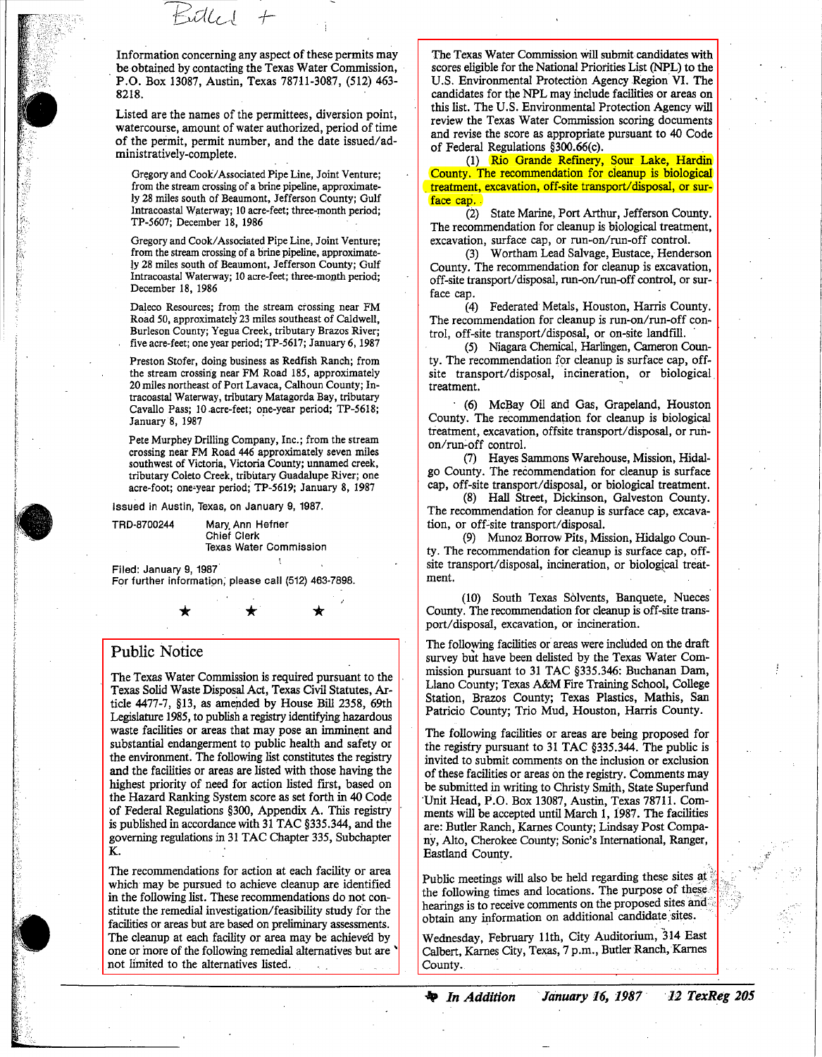Information concerning any aspect of these permits may be obtained by contacting the Texas Water Commission, P.O. Box 13087, Austin, Texas 78711-3087, (512) 463-8218.

Listed are the names of the permittees, diversion point, watercourse, amount of water authorized, period of time of the permit, permit number, and the date issued/administratively-complete.

Gregory and Cook/Associated Pipe Line, Joint Venture; from the stream crossing of a brine pipeline, approximately 28 miles south of Beaumont, Jefferson County; Gulf Intracoastal Waterway; 10 acre-feet; three-month period; TP-5607; December 18, 1986

Gregory and Cook/Associated Pipe Line, Joint Venture; from the stream crossing of a brine pipeline, approximately 28 miles south of Beaumont, Jefferson County; Gulf Intracoastal Waterway; 10 acre-feet; three-month period; December 18, 1986

Daleco Resources; from the stream crossing near FM Road 50, approximately 23 miles southeast of Caldwell, Burleson County; Yegua Creek, tributary Brazos River; five acre-feet; one year period; TP-5617; January 6, 1987

Preston Stofer, doing business as Redfish Ranch; from the stream crossing near FM Road 185, approximately 20 miles northeast of Port Lavaca, Calhoun County; Intracoastal Waterway, tributary Matagorda Bay, tributary Cavallo Pass; 10 acre-feet; one-year period; TP-5618; January 8, 1987

Pete Murphey Drilling Company, Inc.; from the stream crossing near FM Road 446 approximately seven miles southwest of Victoria, Victoria County; unnamed creek, tributary Coleto Creek, tributary Guadalupe River; one acre-foot; one-year period; TP-5619; January 8, 1987

Issued in Austin, Texas, on January 9, 1987.

TRD-8700244 Mary Ann Hefner
Chief Clerk
Texas Water Commission

Filed: January 9, 1987
For further information, please call (512) 463-7898.

★ ★ ★

## Public Notice

The Texas Water Commission is required pursuant to the Texas Solid Waste Disposal Act, Texas Civil Statutes, Article 4477-7, §13, as amended by House Bill 2358, 69th Legislature 1985, to publish a registry identifying hazardous waste facilities or areas that may pose an imminent and substantial endangerment to public health and safety or the environment. The following list constitutes the registry and the facilities or areas are listed with those having the highest priority of need for action listed first, based on the Hazard Ranking System score as set forth in 40 Code of Federal Regulations §300, Appendix A. This registry is published in accordance with 31 TAC §335.344, and the governing regulations in 31 TAC Chapter 335, Subchapter K.

The recommendations for action at each facility or area which may be pursued to achieve cleanup are identified in the following list. These recommendations do not constitute the remedial investigation/feasibility study for the facilities or areas but are based on preliminary assessments. The cleanup at each facility or area may be achieved by one or more of the following remedial alternatives but are not limited to the alternatives listed.

The Texas Water Commission will submit candidates with scores eligible for the National Priorities List (NPL) to the U.S. Environmental Protection Agency Region VI. The candidates for the NPL may include facilities or areas on this list. The U.S. Environmental Protection Agency will review the Texas Water Commission scoring documents and revise the score as appropriate pursuant to 40 Code of Federal Regulations §300.66(c).

(1) Rio Grande Refinery, Sour Lake, Hardin County. The recommendation for cleanup is biological treatment, excavation, off-site transport/disposal, or surface cap.

(2) State Marine, Port Arthur, Jefferson County. The recommendation for cleanup is biological treatment, excavation, surface cap, or run-on/run-off control.

(3) Wortham Lead Salvage, Eustace, Henderson County. The recommendation for cleanup is excavation, off-site transport/disposal, run-on/run-off control, or surface cap.

(4) Federated Metals, Houston, Harris County. The recommendation for cleanup is run-on/run-off control, off-site transport/disposal, or on-site landfill.

(5) Niagara Chemical, Harlingen, Cameron County. The recommendation for cleanup is surface cap, off-site transport/disposal, incineration, or biological treatment.

(6) McBay Oil and Gas, Grapeland, Houston County. The recommendation for cleanup is biological treatment, excavation, offsite transport/disposal, or run-on/run-off control.

(7) Hayes Sammons Warehouse, Mission, Hidalgo County. The recommendation for cleanup is surface cap, off-site transport/disposal, or biological treatment.

(8) Hall Street, Dickinson, Galveston County. The recommendation for cleanup is surface cap, excavation, or off-site transport/disposal.

(9) Munoz Borrow Pits, Mission, Hidalgo County. The recommendation for cleanup is surface cap, off-site transport/disposal, incineration, or biological treatment.

(10) South Texas Solvents, Banquete, Nueces County. The recommendation for cleanup is off-site transport/disposal, excavation, or incineration.

The following facilities or areas were included on the draft survey but have been delisted by the Texas Water Commission pursuant to 31 TAC §335.346: Buchanan Dam, Llano County; Texas A&M Fire Training School, College Station, Brazos County; Texas Plastics, Mathis, San Patricio County; Trio Mud, Houston, Harris County.

The following facilities or areas are being proposed for the registry pursuant to 31 TAC §335.344. The public is invited to submit comments on the inclusion or exclusion of these facilities or areas on the registry. Comments may be submitted in writing to Christy Smith, State Superfund Unit Head, P.O. Box 13087, Austin, Texas 78711. Comments will be accepted until March 1, 1987. The facilities are: Butler Ranch, Karnes County; Lindsay Post Company, Alto, Cherokee County; Sonic's International, Ranger, Eastland County.

Public meetings will also be held regarding these sites at the following times and locations. The purpose of these hearings is to receive comments on the proposed sites and obtain any information on additional candidate sites.

Wednesday, February 11th, City Auditorium, 314 East Calbert, Karnes City, Texas, 7 p.m., Butler Ranch, Karnes County.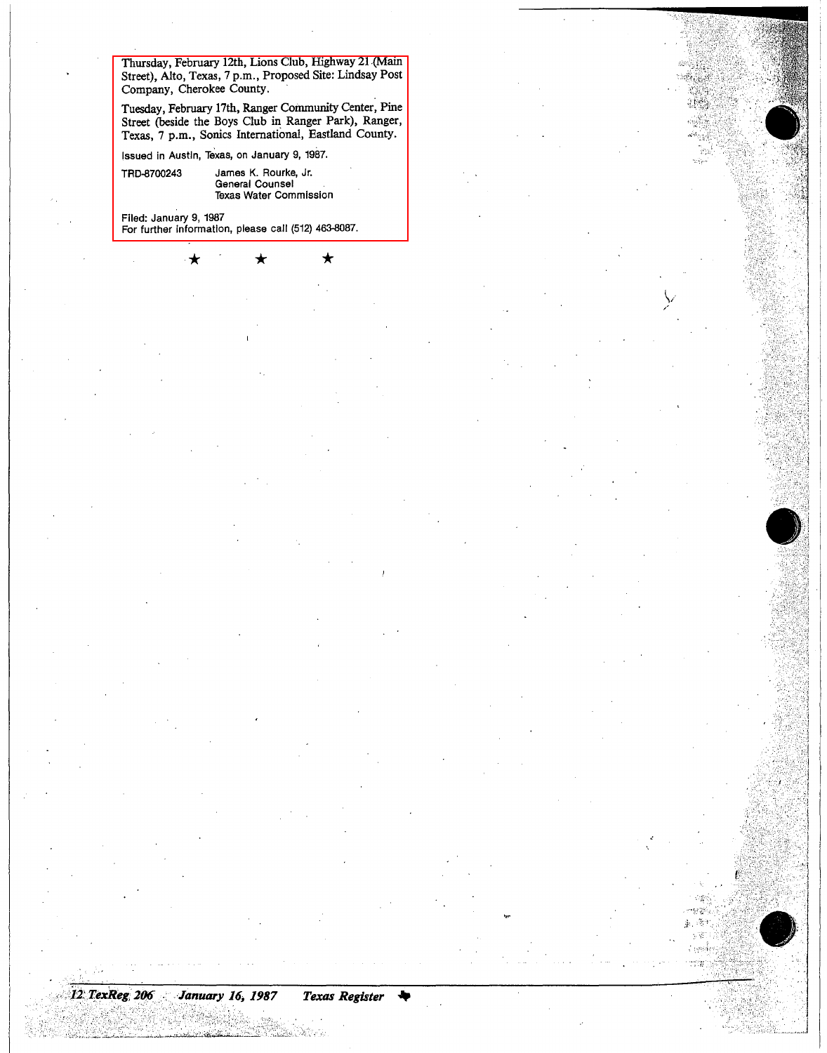Thursday, February 12th, Lions Club, Highway 21 (Main Street), Alto, Texas, 7 p.m., Proposed Site: Lindsay Post Company, Cherokee County.

Tuesday, February 17th, Ranger Community Center, Pine Street (beside the Boys Club in Ranger Park), Ranger, Texas, 7 p.m., Sonics International, Eastland County.

Issued in Austin, Texas, on January 9, 1987.

TRD-8700243

James K. Rourke, Jr.
General Counsel
Texas Water Commission

Filed: January 9, 1987
For further information, please call (512) 463-8087.

★ ★ ★